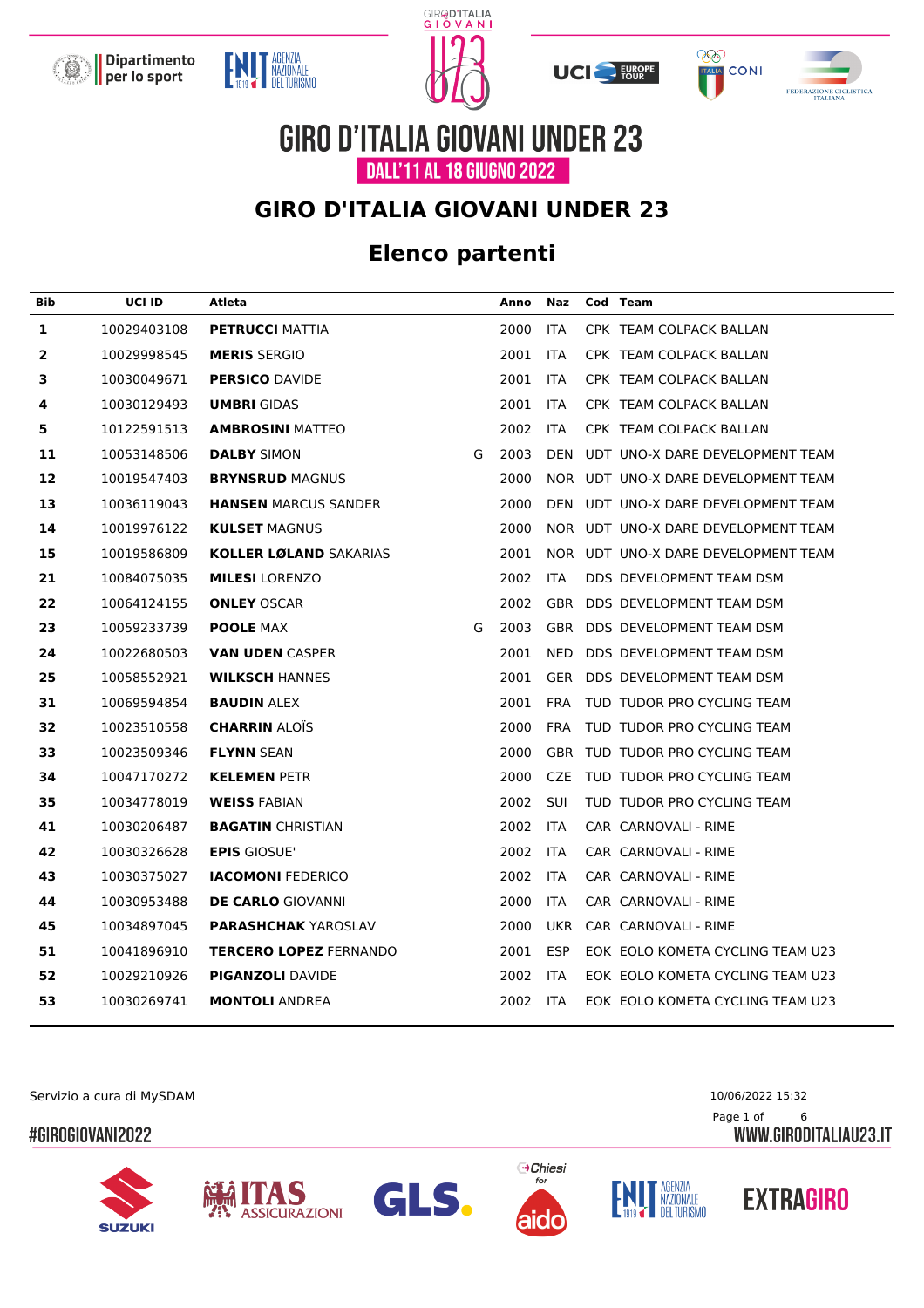# GIRO D'ITALIA GIOVANI UNDER 23

DALL'11 AL 18 GIUGNO 2022

## GIRO D'ITALIA GIOVANI UNDER 23

## Elenco partenti

| Bib | UCI ID | Atleta | | Anno | Naz | Cod | Team |
|---|---|---|---|---|---|---|---|
| 1 | 10029403108 | **PETRUCCI** MATTIA | | 2000 | ITA | CPK | TEAM COLPACK BALLAN |
| 2 | 10029998545 | **MERIS** SERGIO | | 2001 | ITA | CPK | TEAM COLPACK BALLAN |
| 3 | 10030049671 | **PERSICO** DAVIDE | | 2001 | ITA | CPK | TEAM COLPACK BALLAN |
| 4 | 10030129493 | **UMBRI** GIDAS | | 2001 | ITA | CPK | TEAM COLPACK BALLAN |
| 5 | 10122591513 | **AMBROSINI** MATTEO | | 2002 | ITA | CPK | TEAM COLPACK BALLAN |
| 11 | 10053148506 | **DALBY** SIMON | G | 2003 | DEN | UDT | UNO-X DARE DEVELOPMENT TEAM |
| 12 | 10019547403 | **BRYNSRUD** MAGNUS | | 2000 | NOR | UDT | UNO-X DARE DEVELOPMENT TEAM |
| 13 | 10036119043 | **HANSEN** MARCUS SANDER | | 2000 | DEN | UDT | UNO-X DARE DEVELOPMENT TEAM |
| 14 | 10019976122 | **KULSET** MAGNUS | | 2000 | NOR | UDT | UNO-X DARE DEVELOPMENT TEAM |
| 15 | 10019586809 | **KOLLER LØLAND** SAKARIAS | | 2001 | NOR | UDT | UNO-X DARE DEVELOPMENT TEAM |
| 21 | 10084075035 | **MILESI** LORENZO | | 2002 | ITA | DDS | DEVELOPMENT TEAM DSM |
| 22 | 10064124155 | **ONLEY** OSCAR | | 2002 | GBR | DDS | DEVELOPMENT TEAM DSM |
| 23 | 10059233739 | **POOLE** MAX | G | 2003 | GBR | DDS | DEVELOPMENT TEAM DSM |
| 24 | 10022680503 | **VAN UDEN** CASPER | | 2001 | NED | DDS | DEVELOPMENT TEAM DSM |
| 25 | 10058552921 | **WILKSCH** HANNES | | 2001 | GER | DDS | DEVELOPMENT TEAM DSM |
| 31 | 10069594854 | **BAUDIN** ALEX | | 2001 | FRA | TUD | TUDOR PRO CYCLING TEAM |
| 32 | 10023510558 | **CHARRIN** ALOÏS | | 2000 | FRA | TUD | TUDOR PRO CYCLING TEAM |
| 33 | 10023509346 | **FLYNN** SEAN | | 2000 | GBR | TUD | TUDOR PRO CYCLING TEAM |
| 34 | 10047170272 | **KELEMEN** PETR | | 2000 | CZE | TUD | TUDOR PRO CYCLING TEAM |
| 35 | 10034778019 | **WEISS** FABIAN | | 2002 | SUI | TUD | TUDOR PRO CYCLING TEAM |
| 41 | 10030206487 | **BAGATIN** CHRISTIAN | | 2002 | ITA | CAR | CARNOVALI - RIME |
| 42 | 10030326628 | **EPIS** GIOSUE' | | 2002 | ITA | CAR | CARNOVALI - RIME |
| 43 | 10030375027 | **IACOMONI** FEDERICO | | 2002 | ITA | CAR | CARNOVALI - RIME |
| 44 | 10030953488 | **DE CARLO** GIOVANNI | | 2000 | ITA | CAR | CARNOVALI - RIME |
| 45 | 10034897045 | **PARASHCHAK** YAROSLAV | | 2000 | UKR | CAR | CARNOVALI - RIME |
| 51 | 10041896910 | **TERCERO LOPEZ** FERNANDO | | 2001 | ESP | EOK | EOLO KOMETA CYCLING TEAM U23 |
| 52 | 10029210926 | **PIGANZOLI** DAVIDE | | 2002 | ITA | EOK | EOLO KOMETA CYCLING TEAM U23 |
| 53 | 10030269741 | **MONTOLI** ANDREA | | 2002 | ITA | EOK | EOLO KOMETA CYCLING TEAM U23 |

Servizio a cura di MySDAM

10/06/2022 15:32

#GIROGIOVANI2022

WWW.GIRODITALIAU23.IT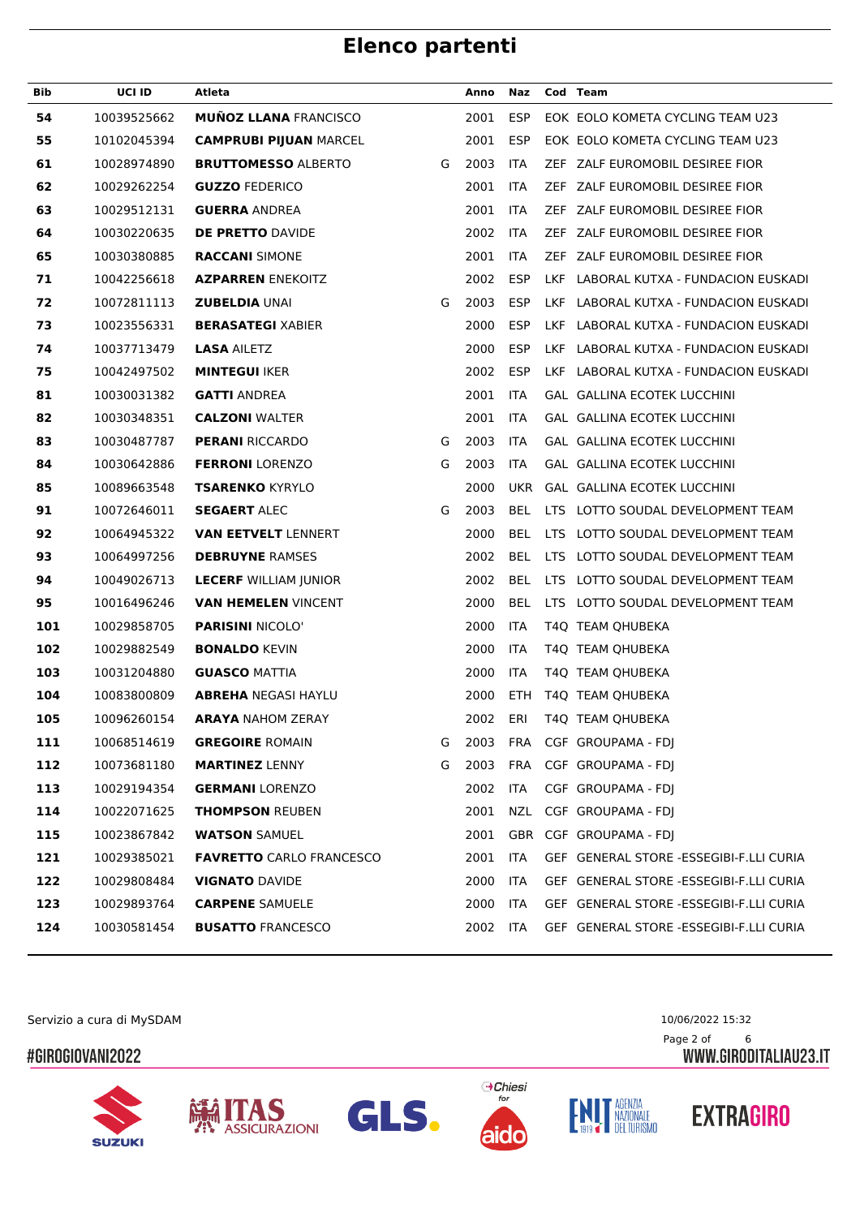# Elenco partenti

| Bib | UCI ID | Atleta | | Anno | Naz | Cod | Team |
|---|---|---|---|---|---|---|---|
| 54 | 10039525662 | **MUÑOZ LLANA** FRANCISCO | | 2001 | ESP | EOK | EOLO KOMETA CYCLING TEAM U23 |
| 55 | 10102045394 | **CAMPRUBI PIJUAN** MARCEL | | 2001 | ESP | EOK | EOLO KOMETA CYCLING TEAM U23 |
| 61 | 10028974890 | **BRUTTOMESSO** ALBERTO | G | 2003 | ITA | ZEF | ZALF EUROMOBIL DESIREE FIOR |
| 62 | 10029262254 | **GUZZO** FEDERICO | | 2001 | ITA | ZEF | ZALF EUROMOBIL DESIREE FIOR |
| 63 | 10029512131 | **GUERRA** ANDREA | | 2001 | ITA | ZEF | ZALF EUROMOBIL DESIREE FIOR |
| 64 | 10030220635 | **DE PRETTO** DAVIDE | | 2002 | ITA | ZEF | ZALF EUROMOBIL DESIREE FIOR |
| 65 | 10030380885 | **RACCANI** SIMONE | | 2001 | ITA | ZEF | ZALF EUROMOBIL DESIREE FIOR |
| 71 | 10042256618 | **AZPARREN** ENEKOITZ | | 2002 | ESP | LKF | LABORAL KUTXA - FUNDACION EUSKADI |
| 72 | 10072811113 | **ZUBELDIA** UNAI | G | 2003 | ESP | LKF | LABORAL KUTXA - FUNDACION EUSKADI |
| 73 | 10023556331 | **BERASATEGI** XABIER | | 2000 | ESP | LKF | LABORAL KUTXA - FUNDACION EUSKADI |
| 74 | 10037713479 | **LASA** AILETZ | | 2000 | ESP | LKF | LABORAL KUTXA - FUNDACION EUSKADI |
| 75 | 10042497502 | **MINTEGUI** IKER | | 2002 | ESP | LKF | LABORAL KUTXA - FUNDACION EUSKADI |
| 81 | 10030031382 | **GATTI** ANDREA | | 2001 | ITA | GAL | GALLINA ECOTEK LUCCHINI |
| 82 | 10030348351 | **CALZONI** WALTER | | 2001 | ITA | GAL | GALLINA ECOTEK LUCCHINI |
| 83 | 10030487787 | **PERANI** RICCARDO | G | 2003 | ITA | GAL | GALLINA ECOTEK LUCCHINI |
| 84 | 10030642886 | **FERRONI** LORENZO | G | 2003 | ITA | GAL | GALLINA ECOTEK LUCCHINI |
| 85 | 10089663548 | **TSARENKO** KYRYLO | | 2000 | UKR | GAL | GALLINA ECOTEK LUCCHINI |
| 91 | 10072646011 | **SEGAERT** ALEC | G | 2003 | BEL | LTS | LOTTO SOUDAL DEVELOPMENT TEAM |
| 92 | 10064945322 | **VAN EETVELT** LENNERT | | 2000 | BEL | LTS | LOTTO SOUDAL DEVELOPMENT TEAM |
| 93 | 10064997256 | **DEBRUYNE** RAMSES | | 2002 | BEL | LTS | LOTTO SOUDAL DEVELOPMENT TEAM |
| 94 | 10049026713 | **LECERF** WILLIAM JUNIOR | | 2002 | BEL | LTS | LOTTO SOUDAL DEVELOPMENT TEAM |
| 95 | 10016496246 | **VAN HEMELEN** VINCENT | | 2000 | BEL | LTS | LOTTO SOUDAL DEVELOPMENT TEAM |
| 101 | 10029858705 | **PARISINI** NICOLO' | | 2000 | ITA | T4Q | TEAM QHUBEKA |
| 102 | 10029882549 | **BONALDO** KEVIN | | 2000 | ITA | T4Q | TEAM QHUBEKA |
| 103 | 10031204880 | **GUASCO** MATTIA | | 2000 | ITA | T4Q | TEAM QHUBEKA |
| 104 | 10083800809 | **ABREHA** NEGASI HAYLU | | 2000 | ETH | T4Q | TEAM QHUBEKA |
| 105 | 10096260154 | **ARAYA** NAHOM ZERAY | | 2002 | ERI | T4Q | TEAM QHUBEKA |
| 111 | 10068514619 | **GREGOIRE** ROMAIN | G | 2003 | FRA | CGF | GROUPAMA - FDJ |
| 112 | 10073681180 | **MARTINEZ** LENNY | G | 2003 | FRA | CGF | GROUPAMA - FDJ |
| 113 | 10029194354 | **GERMANI** LORENZO | | 2002 | ITA | CGF | GROUPAMA - FDJ |
| 114 | 10022071625 | **THOMPSON** REUBEN | | 2001 | NZL | CGF | GROUPAMA - FDJ |
| 115 | 10023867842 | **WATSON** SAMUEL | | 2001 | GBR | CGF | GROUPAMA - FDJ |
| 121 | 10029385021 | **FAVRETTO** CARLO FRANCESCO | | 2001 | ITA | GEF | GENERAL STORE -ESSEGIBI-F.LLI CURIA |
| 122 | 10029808484 | **VIGNATO** DAVIDE | | 2000 | ITA | GEF | GENERAL STORE -ESSEGIBI-F.LLI CURIA |
| 123 | 10029893764 | **CARPENE** SAMUELE | | 2000 | ITA | GEF | GENERAL STORE -ESSEGIBI-F.LLI CURIA |
| 124 | 10030581454 | **BUSATTO** FRANCESCO | | 2002 | ITA | GEF | GENERAL STORE -ESSEGIBI-F.LLI CURIA |

Servizio a cura di MySDAM

10/06/2022 15:32

#GIROGIOVANI2022

WWW.GIRODITALIAU23.IT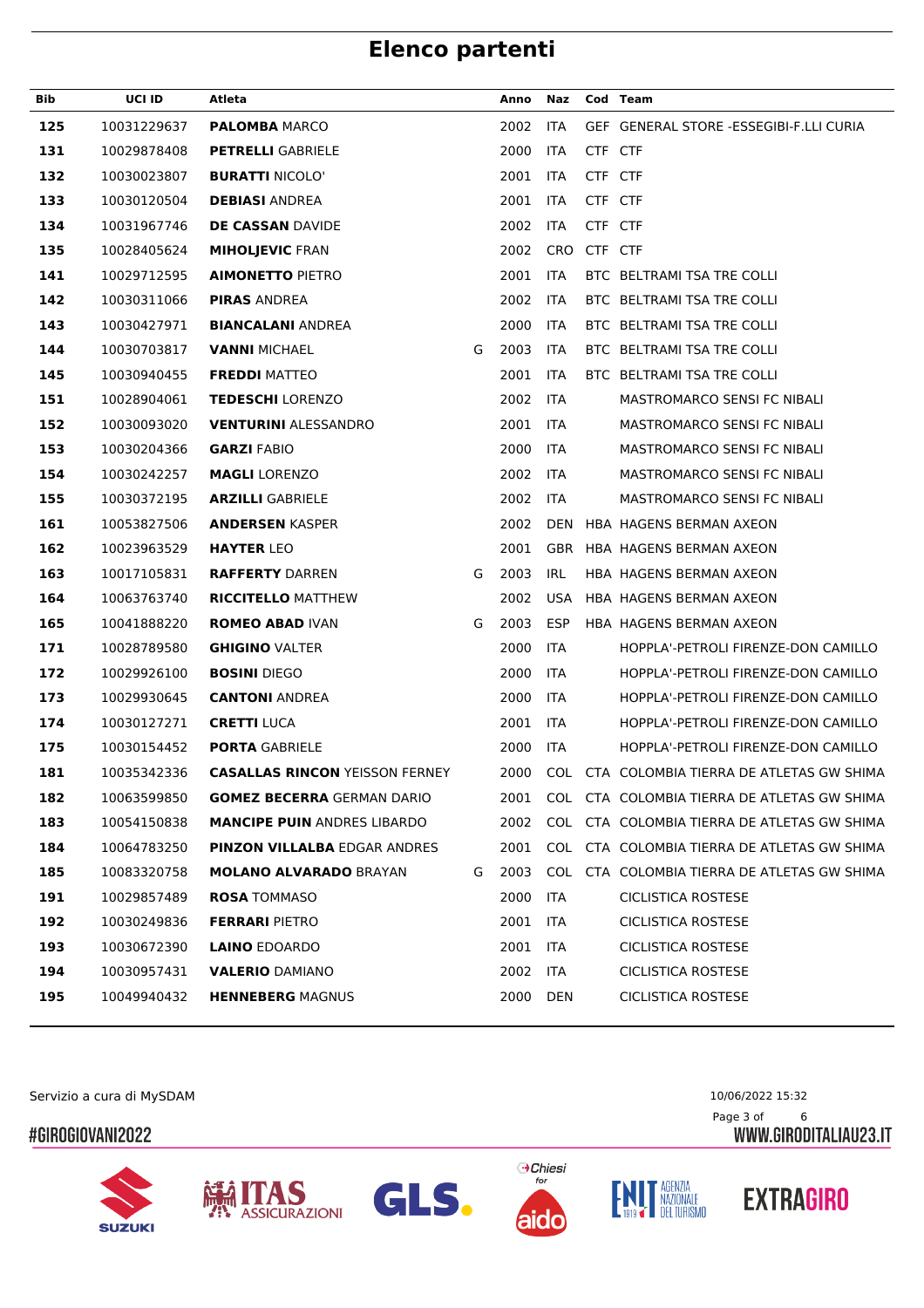# Elenco partenti

| Bib | UCI ID | Atleta | | Anno | Naz | Cod | Team |
|---|---|---|---|---|---|---|---|
| 125 | 10031229637 | **PALOMBA** MARCO | | 2002 | ITA | GEF | GENERAL STORE -ESSEGIBI-F.LLI CURIA |
| 131 | 10029878408 | **PETRELLI** GABRIELE | | 2000 | ITA | CTF | CTF |
| 132 | 10030023807 | **BURATTI** NICOLO' | | 2001 | ITA | CTF | CTF |
| 133 | 10030120504 | **DEBIASI** ANDREA | | 2001 | ITA | CTF | CTF |
| 134 | 10031967746 | **DE CASSAN** DAVIDE | | 2002 | ITA | CTF | CTF |
| 135 | 10028405624 | **MIHOLJEVIC** FRAN | | 2002 | CRO | CTF | CTF |
| 141 | 10029712595 | **AIMONETTO** PIETRO | | 2001 | ITA | BTC | BELTRAMI TSA TRE COLLI |
| 142 | 10030311066 | **PIRAS** ANDREA | | 2002 | ITA | BTC | BELTRAMI TSA TRE COLLI |
| 143 | 10030427971 | **BIANCALANI** ANDREA | | 2000 | ITA | BTC | BELTRAMI TSA TRE COLLI |
| 144 | 10030703817 | **VANNI** MICHAEL | G | 2003 | ITA | BTC | BELTRAMI TSA TRE COLLI |
| 145 | 10030940455 | **FREDDI** MATTEO | | 2001 | ITA | BTC | BELTRAMI TSA TRE COLLI |
| 151 | 10028904061 | **TEDESCHI** LORENZO | | 2002 | ITA | | MASTROMARCO SENSI FC NIBALI |
| 152 | 10030093020 | **VENTURINI** ALESSANDRO | | 2001 | ITA | | MASTROMARCO SENSI FC NIBALI |
| 153 | 10030204366 | **GARZI** FABIO | | 2000 | ITA | | MASTROMARCO SENSI FC NIBALI |
| 154 | 10030242257 | **MAGLI** LORENZO | | 2002 | ITA | | MASTROMARCO SENSI FC NIBALI |
| 155 | 10030372195 | **ARZILLI** GABRIELE | | 2002 | ITA | | MASTROMARCO SENSI FC NIBALI |
| 161 | 10053827506 | **ANDERSEN** KASPER | | 2002 | DEN | HBA | HAGENS BERMAN AXEON |
| 162 | 10023963529 | **HAYTER** LEO | | 2001 | GBR | HBA | HAGENS BERMAN AXEON |
| 163 | 10017105831 | **RAFFERTY** DARREN | G | 2003 | IRL | HBA | HAGENS BERMAN AXEON |
| 164 | 10063763740 | **RICCITELLO** MATTHEW | | 2002 | USA | HBA | HAGENS BERMAN AXEON |
| 165 | 10041888220 | **ROMEO ABAD** IVAN | G | 2003 | ESP | HBA | HAGENS BERMAN AXEON |
| 171 | 10028789580 | **GHIGINO** VALTER | | 2000 | ITA | | HOPPLA'-PETROLI FIRENZE-DON CAMILLO |
| 172 | 10029926100 | **BOSINI** DIEGO | | 2000 | ITA | | HOPPLA'-PETROLI FIRENZE-DON CAMILLO |
| 173 | 10029930645 | **CANTONI** ANDREA | | 2000 | ITA | | HOPPLA'-PETROLI FIRENZE-DON CAMILLO |
| 174 | 10030127271 | **CRETTI** LUCA | | 2001 | ITA | | HOPPLA'-PETROLI FIRENZE-DON CAMILLO |
| 175 | 10030154452 | **PORTA** GABRIELE | | 2000 | ITA | | HOPPLA'-PETROLI FIRENZE-DON CAMILLO |
| 181 | 10035342336 | **CASALLAS RINCON** YEISSON FERNEY | | 2000 | COL | CTA | COLOMBIA TIERRA DE ATLETAS GW SHIMA |
| 182 | 10063599850 | **GOMEZ BECERRA** GERMAN DARIO | | 2001 | COL | CTA | COLOMBIA TIERRA DE ATLETAS GW SHIMA |
| 183 | 10054150838 | **MANCIPE PUIN** ANDRES LIBARDO | | 2002 | COL | CTA | COLOMBIA TIERRA DE ATLETAS GW SHIMA |
| 184 | 10064783250 | **PINZON VILLALBA** EDGAR ANDRES | | 2001 | COL | CTA | COLOMBIA TIERRA DE ATLETAS GW SHIMA |
| 185 | 10083320758 | **MOLANO ALVARADO** BRAYAN | G | 2003 | COL | CTA | COLOMBIA TIERRA DE ATLETAS GW SHIMA |
| 191 | 10029857489 | **ROSA** TOMMASO | | 2000 | ITA | | CICLISTICA ROSTESE |
| 192 | 10030249836 | **FERRARI** PIETRO | | 2001 | ITA | | CICLISTICA ROSTESE |
| 193 | 10030672390 | **LAINO** EDOARDO | | 2001 | ITA | | CICLISTICA ROSTESE |
| 194 | 10030957431 | **VALERIO** DAMIANO | | 2002 | ITA | | CICLISTICA ROSTESE |
| 195 | 10049940432 | **HENNEBERG** MAGNUS | | 2000 | DEN | | CICLISTICA ROSTESE |

Servizio a cura di MySDAM

10/06/2022 15:32

#GIROGIOVANI2022

WWW.GIRODITALIAU23.IT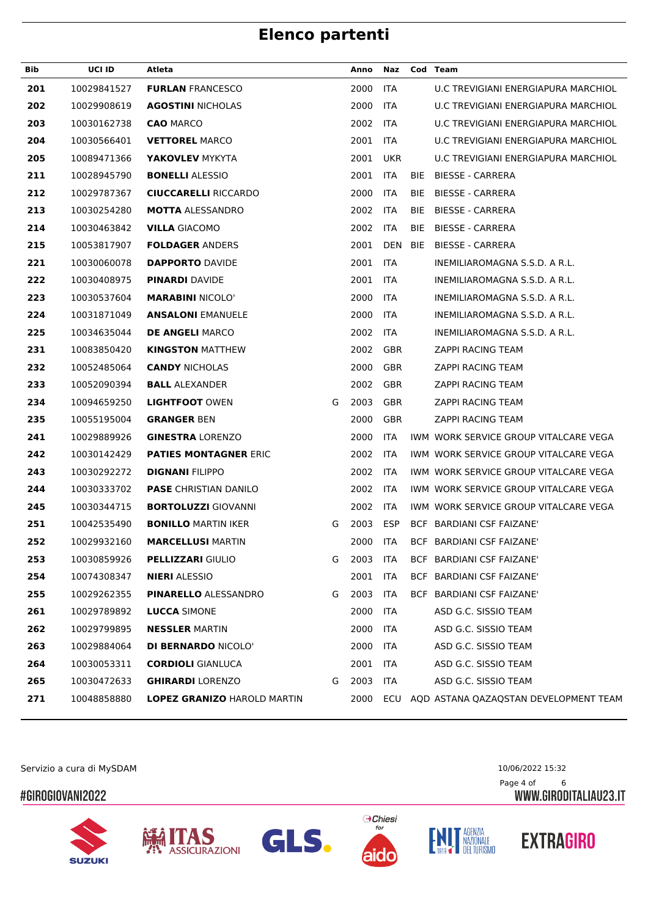# Elenco partenti

| Bib | UCI ID | Atleta | | Anno | Naz | Cod | Team |
|---|---|---|---|---|---|---|---|
| 201 | 10029841527 | **FURLAN** FRANCESCO | | 2000 | ITA | | U.C TREVIGIANI ENERGIAPURA MARCHIOL |
| 202 | 10029908619 | **AGOSTINI** NICHOLAS | | 2000 | ITA | | U.C TREVIGIANI ENERGIAPURA MARCHIOL |
| 203 | 10030162738 | **CAO** MARCO | | 2002 | ITA | | U.C TREVIGIANI ENERGIAPURA MARCHIOL |
| 204 | 10030566401 | **VETTOREL** MARCO | | 2001 | ITA | | U.C TREVIGIANI ENERGIAPURA MARCHIOL |
| 205 | 10089471366 | **YAKOVLEV** MYKYTA | | 2001 | UKR | | U.C TREVIGIANI ENERGIAPURA MARCHIOL |
| 211 | 10028945790 | **BONELLI** ALESSIO | | 2001 | ITA | BIE | BIESSE - CARRERA |
| 212 | 10029787367 | **CIUCCARELLI** RICCARDO | | 2000 | ITA | BIE | BIESSE - CARRERA |
| 213 | 10030254280 | **MOTTA** ALESSANDRO | | 2002 | ITA | BIE | BIESSE - CARRERA |
| 214 | 10030463842 | **VILLA** GIACOMO | | 2002 | ITA | BIE | BIESSE - CARRERA |
| 215 | 10053817907 | **FOLDAGER** ANDERS | | 2001 | DEN | BIE | BIESSE - CARRERA |
| 221 | 10030060078 | **DAPPORTO** DAVIDE | | 2001 | ITA | | INEMILIAROMAGNA S.S.D. A R.L. |
| 222 | 10030408975 | **PINARDI** DAVIDE | | 2001 | ITA | | INEMILIAROMAGNA S.S.D. A R.L. |
| 223 | 10030537604 | **MARABINI** NICOLO' | | 2000 | ITA | | INEMILIAROMAGNA S.S.D. A R.L. |
| 224 | 10031871049 | **ANSALONI** EMANUELE | | 2000 | ITA | | INEMILIAROMAGNA S.S.D. A R.L. |
| 225 | 10034635044 | **DE ANGELI** MARCO | | 2002 | ITA | | INEMILIAROMAGNA S.S.D. A R.L. |
| 231 | 10083850420 | **KINGSTON** MATTHEW | | 2002 | GBR | | ZAPPI RACING TEAM |
| 232 | 10052485064 | **CANDY** NICHOLAS | | 2000 | GBR | | ZAPPI RACING TEAM |
| 233 | 10052090394 | **BALL** ALEXANDER | | 2002 | GBR | | ZAPPI RACING TEAM |
| 234 | 10094659250 | **LIGHTFOOT** OWEN | G | 2003 | GBR | | ZAPPI RACING TEAM |
| 235 | 10055195004 | **GRANGER** BEN | | 2000 | GBR | | ZAPPI RACING TEAM |
| 241 | 10029889926 | **GINESTRA** LORENZO | | 2000 | ITA | IWM | WORK SERVICE GROUP VITALCARE VEGA |
| 242 | 10030142429 | **PATIES MONTAGNER** ERIC | | 2002 | ITA | IWM | WORK SERVICE GROUP VITALCARE VEGA |
| 243 | 10030292272 | **DIGNANI** FILIPPO | | 2002 | ITA | IWM | WORK SERVICE GROUP VITALCARE VEGA |
| 244 | 10030333702 | **PASE** CHRISTIAN DANILO | | 2002 | ITA | IWM | WORK SERVICE GROUP VITALCARE VEGA |
| 245 | 10030344715 | **BORTOLUZZI** GIOVANNI | | 2002 | ITA | IWM | WORK SERVICE GROUP VITALCARE VEGA |
| 251 | 10042535490 | **BONILLO** MARTIN IKER | G | 2003 | ESP | BCF | BARDIANI CSF FAIZANE' |
| 252 | 10029932160 | **MARCELLUSI** MARTIN | | 2000 | ITA | BCF | BARDIANI CSF FAIZANE' |
| 253 | 10030859926 | **PELLIZZARI** GIULIO | G | 2003 | ITA | BCF | BARDIANI CSF FAIZANE' |
| 254 | 10074308347 | **NIERI** ALESSIO | | 2001 | ITA | BCF | BARDIANI CSF FAIZANE' |
| 255 | 10029262355 | **PINARELLO** ALESSANDRO | G | 2003 | ITA | BCF | BARDIANI CSF FAIZANE' |
| 261 | 10029789892 | **LUCCA** SIMONE | | 2000 | ITA | | ASD G.C. SISSIO TEAM |
| 262 | 10029799895 | **NESSLER** MARTIN | | 2000 | ITA | | ASD G.C. SISSIO TEAM |
| 263 | 10029884064 | **DI BERNARDO** NICOLO' | | 2000 | ITA | | ASD G.C. SISSIO TEAM |
| 264 | 10030053311 | **CORDIOLI** GIANLUCA | | 2001 | ITA | | ASD G.C. SISSIO TEAM |
| 265 | 10030472633 | **GHIRARDI** LORENZO | G | 2003 | ITA | | ASD G.C. SISSIO TEAM |
| 271 | 10048858880 | **LOPEZ GRANIZO** HAROLD MARTIN | | 2000 | ECU | AQD | ASTANA QAZAQSTAN DEVELOPMENT TEAM |

Servizio a cura di MySDAM

10/06/2022 15:32

#GIROGIOVANI2022

WWW.GIRODITALIAU23.IT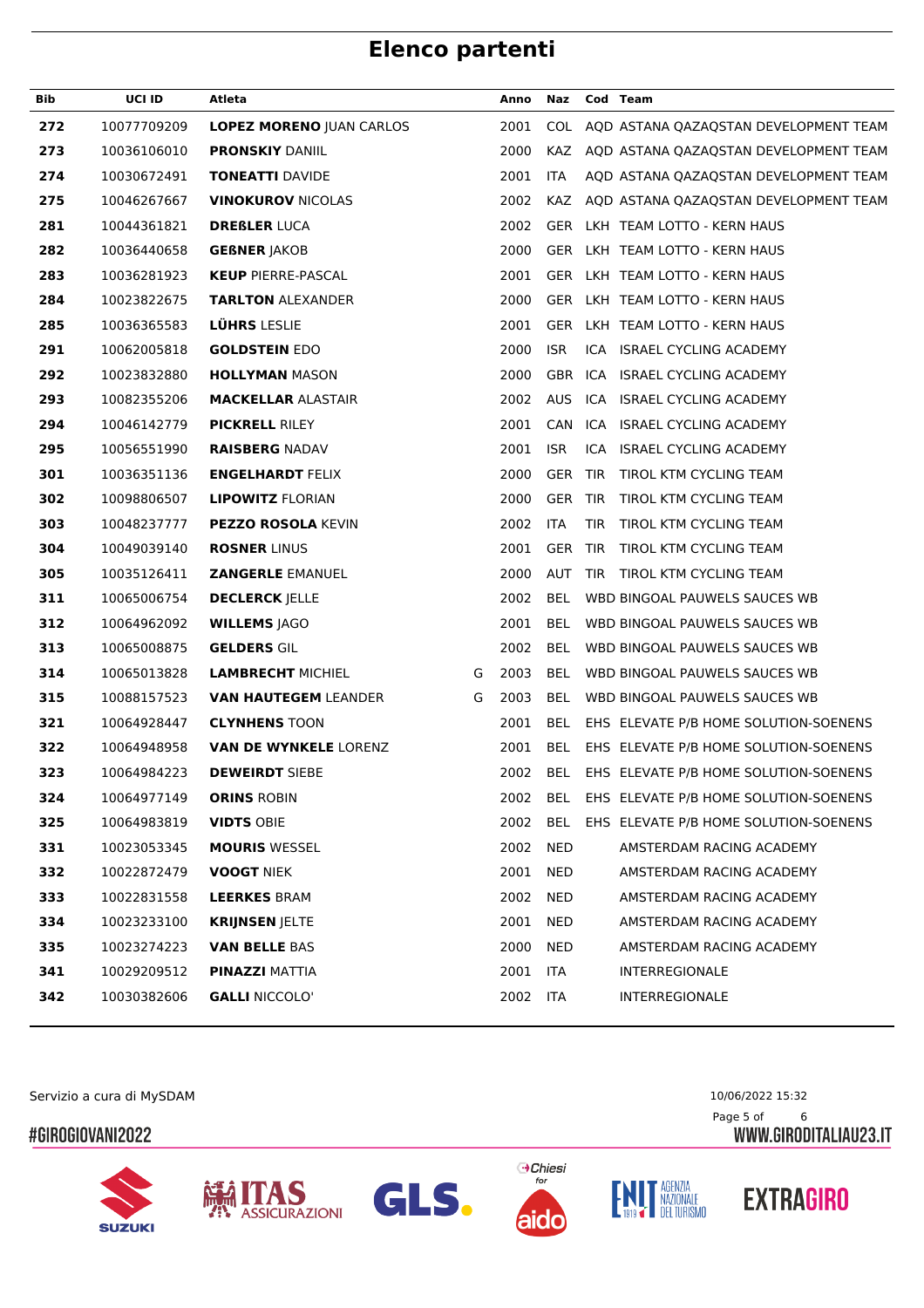# Elenco partenti

| Bib | UCI ID | Atleta | | Anno | Naz | Cod | Team |
|---|---|---|---|---|---|---|---|
| 272 | 10077709209 | **LOPEZ MORENO** JUAN CARLOS | | 2001 | COL | AQD | ASTANA QAZAQSTAN DEVELOPMENT TEAM |
| 273 | 10036106010 | **PRONSKIY** DANIIL | | 2000 | KAZ | AQD | ASTANA QAZAQSTAN DEVELOPMENT TEAM |
| 274 | 10030672491 | **TONEATTI** DAVIDE | | 2001 | ITA | AQD | ASTANA QAZAQSTAN DEVELOPMENT TEAM |
| 275 | 10046267667 | **VINOKUROV** NICOLAS | | 2002 | KAZ | AQD | ASTANA QAZAQSTAN DEVELOPMENT TEAM |
| 281 | 10044361821 | **DREßLER** LUCA | | 2002 | GER | LKH | TEAM LOTTO - KERN HAUS |
| 282 | 10036440658 | **GEßNER** JAKOB | | 2000 | GER | LKH | TEAM LOTTO - KERN HAUS |
| 283 | 10036281923 | **KEUP** PIERRE-PASCAL | | 2001 | GER | LKH | TEAM LOTTO - KERN HAUS |
| 284 | 10023822675 | **TARLTON** ALEXANDER | | 2000 | GER | LKH | TEAM LOTTO - KERN HAUS |
| 285 | 10036365583 | **LÜHRS** LESLIE | | 2001 | GER | LKH | TEAM LOTTO - KERN HAUS |
| 291 | 10062005818 | **GOLDSTEIN** EDO | | 2000 | ISR | ICA | ISRAEL CYCLING ACADEMY |
| 292 | 10023832880 | **HOLLYMAN** MASON | | 2000 | GBR | ICA | ISRAEL CYCLING ACADEMY |
| 293 | 10082355206 | **MACKELLAR** ALASTAIR | | 2002 | AUS | ICA | ISRAEL CYCLING ACADEMY |
| 294 | 10046142779 | **PICKRELL** RILEY | | 2001 | CAN | ICA | ISRAEL CYCLING ACADEMY |
| 295 | 10056551990 | **RAISBERG** NADAV | | 2001 | ISR | ICA | ISRAEL CYCLING ACADEMY |
| 301 | 10036351136 | **ENGELHARDT** FELIX | | 2000 | GER | TIR | TIROL KTM CYCLING TEAM |
| 302 | 10098806507 | **LIPOWITZ** FLORIAN | | 2000 | GER | TIR | TIROL KTM CYCLING TEAM |
| 303 | 10048237777 | **PEZZO ROSOLA** KEVIN | | 2002 | ITA | TIR | TIROL KTM CYCLING TEAM |
| 304 | 10049039140 | **ROSNER** LINUS | | 2001 | GER | TIR | TIROL KTM CYCLING TEAM |
| 305 | 10035126411 | **ZANGERLE** EMANUEL | | 2000 | AUT | TIR | TIROL KTM CYCLING TEAM |
| 311 | 10065006754 | **DECLERCK** JELLE | | 2002 | BEL | WBD | BINGOAL PAUWELS SAUCES WB |
| 312 | 10064962092 | **WILLEMS** JAGO | | 2001 | BEL | WBD | BINGOAL PAUWELS SAUCES WB |
| 313 | 10065008875 | **GELDERS** GIL | | 2002 | BEL | WBD | BINGOAL PAUWELS SAUCES WB |
| 314 | 10065013828 | **LAMBRECHT** MICHIEL | G | 2003 | BEL | WBD | BINGOAL PAUWELS SAUCES WB |
| 315 | 10088157523 | **VAN HAUTEGEM** LEANDER | G | 2003 | BEL | WBD | BINGOAL PAUWELS SAUCES WB |
| 321 | 10064928447 | **CLYNHENS** TOON | | 2001 | BEL | EHS | ELEVATE P/B HOME SOLUTION-SOENENS |
| 322 | 10064948958 | **VAN DE WYNKELE** LORENZ | | 2001 | BEL | EHS | ELEVATE P/B HOME SOLUTION-SOENENS |
| 323 | 10064984223 | **DEWEIRDT** SIEBE | | 2002 | BEL | EHS | ELEVATE P/B HOME SOLUTION-SOENENS |
| 324 | 10064977149 | **ORINS** ROBIN | | 2002 | BEL | EHS | ELEVATE P/B HOME SOLUTION-SOENENS |
| 325 | 10064983819 | **VIDTS** OBIE | | 2002 | BEL | EHS | ELEVATE P/B HOME SOLUTION-SOENENS |
| 331 | 10023053345 | **MOURIS** WESSEL | | 2002 | NED | | AMSTERDAM RACING ACADEMY |
| 332 | 10022872479 | **VOOGT** NIEK | | 2001 | NED | | AMSTERDAM RACING ACADEMY |
| 333 | 10022831558 | **LEERKES** BRAM | | 2002 | NED | | AMSTERDAM RACING ACADEMY |
| 334 | 10023233100 | **KRIJNSEN** JELTE | | 2001 | NED | | AMSTERDAM RACING ACADEMY |
| 335 | 10023274223 | **VAN BELLE** BAS | | 2000 | NED | | AMSTERDAM RACING ACADEMY |
| 341 | 10029209512 | **PINAZZI** MATTIA | | 2001 | ITA | | INTERREGIONALE |
| 342 | 10030382606 | **GALLI** NICCOLO' | | 2002 | ITA | | INTERREGIONALE |

Servizio a cura di MySDAM

10/06/2022 15:32

#GIROGIOVANI2022

WWW.GIRODITALIAU23.IT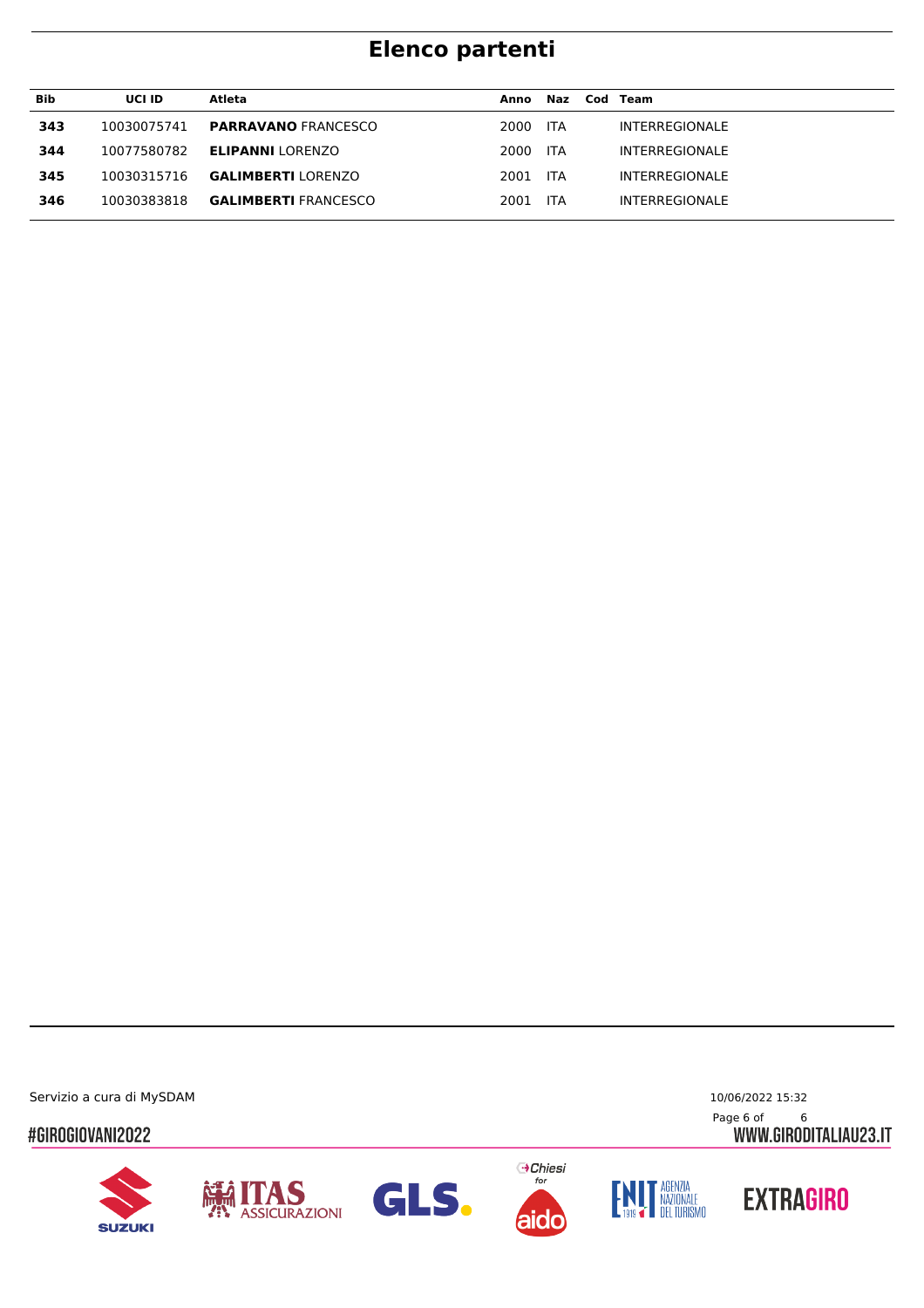# Elenco partenti

| Bib | UCI ID | Atleta | Anno | Naz | Cod | Team |
|---|---|---|---|---|---|---|
| **343** | 10030075741 | **PARRAVANO** FRANCESCO | 2000 | ITA | | INTERREGIONALE |
| **344** | 10077580782 | **ELIPANNI** LORENZO | 2000 | ITA | | INTERREGIONALE |
| **345** | 10030315716 | **GALIMBERTI** LORENZO | 2001 | ITA | | INTERREGIONALE |
| **346** | 10030383818 | **GALIMBERTI** FRANCESCO | 2001 | ITA | | INTERREGIONALE |

Servizio a cura di MySDAM

10/06/2022 15:32

#GIROGIOVANI2022

WWW.GIRODITALIAU23.IT